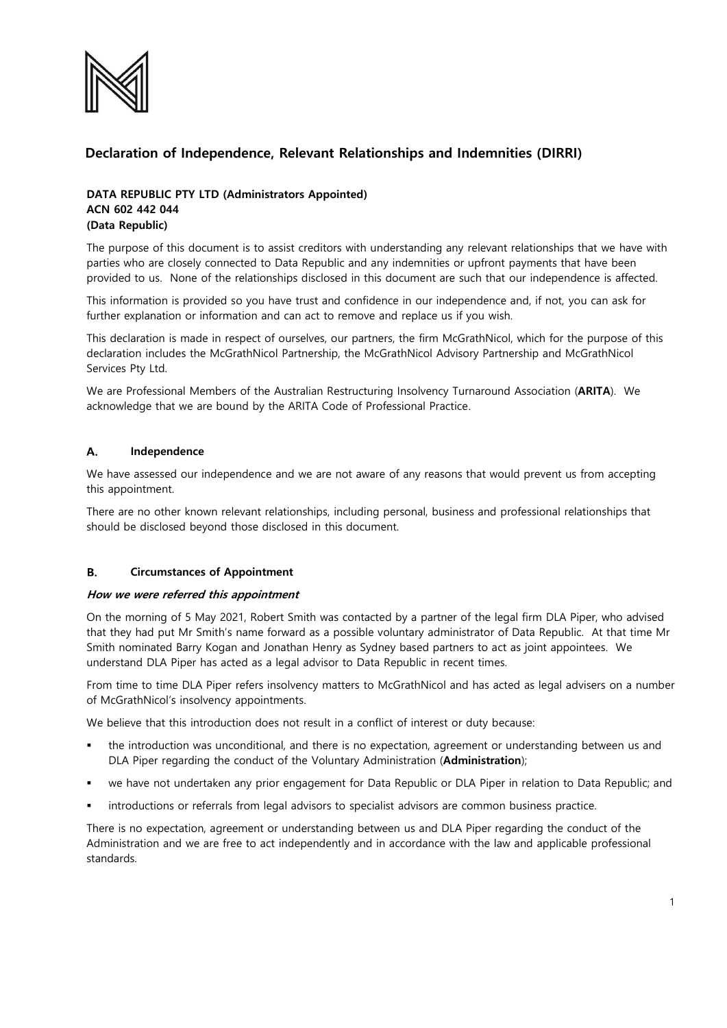# Declaration of Independence, Relevant Relationships and Indemnities (DIRRI)

**DATA REPUBLIC PTY LTD (Administrators Appointed)**
**ACN 602 442 044**
**(Data Republic)**

The purpose of this document is to assist creditors with understanding any relevant relationships that we have with parties who are closely connected to Data Republic and any indemnities or upfront payments that have been provided to us. None of the relationships disclosed in this document are such that our independence is affected.

This information is provided so you have trust and confidence in our independence and, if not, you can ask for further explanation or information and can act to remove and replace us if you wish.

This declaration is made in respect of ourselves, our partners, the firm McGrathNicol, which for the purpose of this declaration includes the McGrathNicol Partnership, the McGrathNicol Advisory Partnership and McGrathNicol Services Pty Ltd.

We are Professional Members of the Australian Restructuring Insolvency Turnaround Association (**ARITA**). We acknowledge that we are bound by the ARITA Code of Professional Practice.

## A. Independence

We have assessed our independence and we are not aware of any reasons that would prevent us from accepting this appointment.

There are no other known relevant relationships, including personal, business and professional relationships that should be disclosed beyond those disclosed in this document.

## B. Circumstances of Appointment

***How we were referred this appointment***

On the morning of 5 May 2021, Robert Smith was contacted by a partner of the legal firm DLA Piper, who advised that they had put Mr Smith's name forward as a possible voluntary administrator of Data Republic. At that time Mr Smith nominated Barry Kogan and Jonathan Henry as Sydney based partners to act as joint appointees. We understand DLA Piper has acted as a legal advisor to Data Republic in recent times.

From time to time DLA Piper refers insolvency matters to McGrathNicol and has acted as legal advisers on a number of McGrathNicol's insolvency appointments.

We believe that this introduction does not result in a conflict of interest or duty because:

- the introduction was unconditional, and there is no expectation, agreement or understanding between us and DLA Piper regarding the conduct of the Voluntary Administration (**Administration**);
- we have not undertaken any prior engagement for Data Republic or DLA Piper in relation to Data Republic; and
- introductions or referrals from legal advisors to specialist advisors are common business practice.

There is no expectation, agreement or understanding between us and DLA Piper regarding the conduct of the Administration and we are free to act independently and in accordance with the law and applicable professional standards.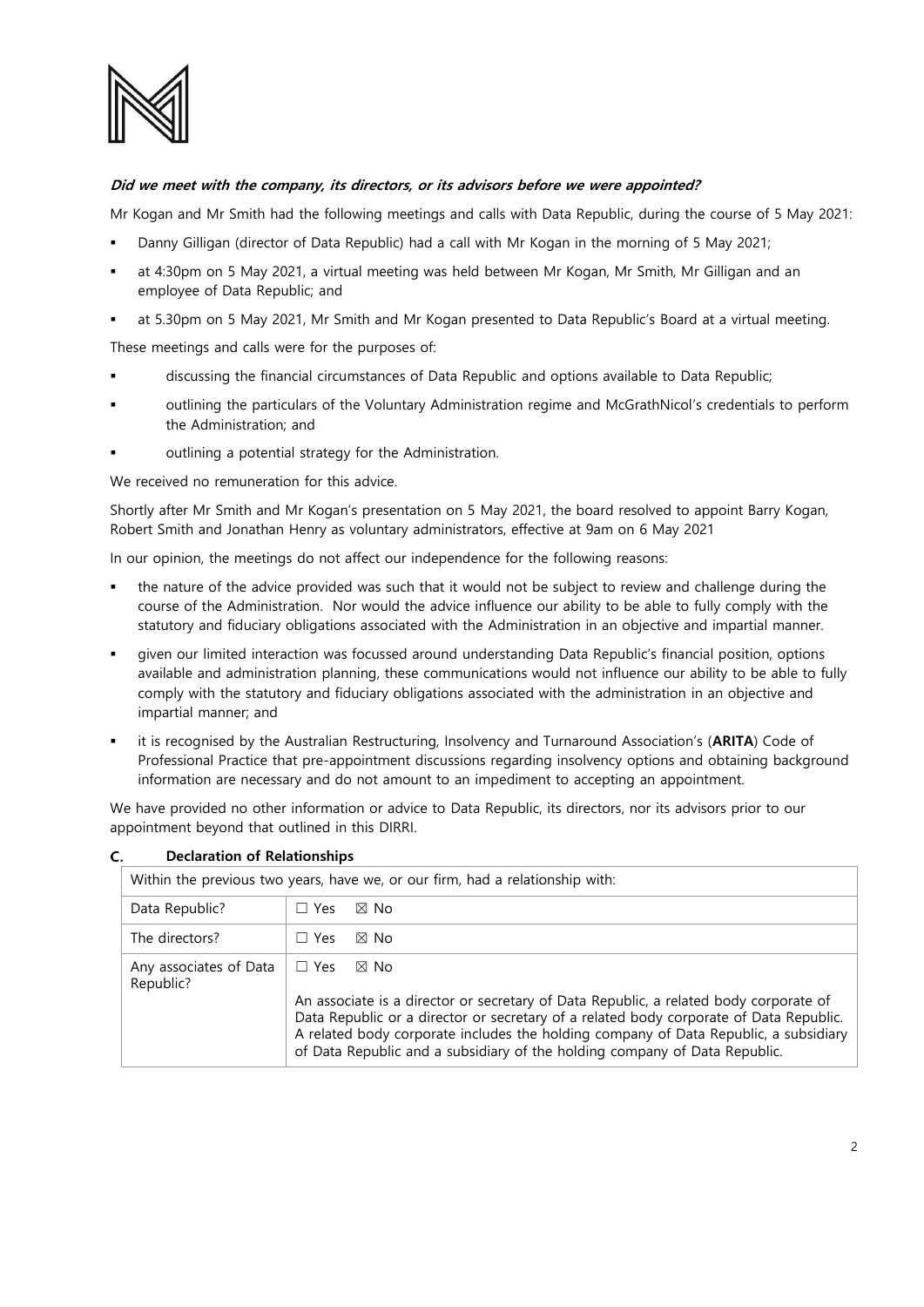***Did we meet with the company, its directors, or its advisors before we were appointed?***

Mr Kogan and Mr Smith had the following meetings and calls with Data Republic, during the course of 5 May 2021:

- Danny Gilligan (director of Data Republic) had a call with Mr Kogan in the morning of 5 May 2021;
- at 4:30pm on 5 May 2021, a virtual meeting was held between Mr Kogan, Mr Smith, Mr Gilligan and an employee of Data Republic; and
- at 5.30pm on 5 May 2021, Mr Smith and Mr Kogan presented to Data Republic's Board at a virtual meeting.

These meetings and calls were for the purposes of:

- discussing the financial circumstances of Data Republic and options available to Data Republic;
- outlining the particulars of the Voluntary Administration regime and McGrathNicol's credentials to perform the Administration; and
- outlining a potential strategy for the Administration.

We received no remuneration for this advice.

Shortly after Mr Smith and Mr Kogan's presentation on 5 May 2021, the board resolved to appoint Barry Kogan, Robert Smith and Jonathan Henry as voluntary administrators, effective at 9am on 6 May 2021

In our opinion, the meetings do not affect our independence for the following reasons:

- the nature of the advice provided was such that it would not be subject to review and challenge during the course of the Administration. Nor would the advice influence our ability to be able to fully comply with the statutory and fiduciary obligations associated with the Administration in an objective and impartial manner.
- given our limited interaction was focussed around understanding Data Republic's financial position, options available and administration planning, these communications would not influence our ability to be able to fully comply with the statutory and fiduciary obligations associated with the administration in an objective and impartial manner; and
- it is recognised by the Australian Restructuring, Insolvency and Turnaround Association's (**ARITA**) Code of Professional Practice that pre-appointment discussions regarding insolvency options and obtaining background information are necessary and do not amount to an impediment to accepting an appointment.

We have provided no other information or advice to Data Republic, its directors, nor its advisors prior to our appointment beyond that outlined in this DIRRI.

## C. Declaration of Relationships

| Within the previous two years, have we, or our firm, had a relationship with: | |
|---|---|
| Data Republic? | ☐ Yes ☒ No |
| The directors? | ☐ Yes ☒ No |
| Any associates of Data Republic? | ☐ Yes ☒ No<br><br>An associate is a director or secretary of Data Republic, a related body corporate of Data Republic or a director or secretary of a related body corporate of Data Republic. A related body corporate includes the holding company of Data Republic, a subsidiary of Data Republic and a subsidiary of the holding company of Data Republic. |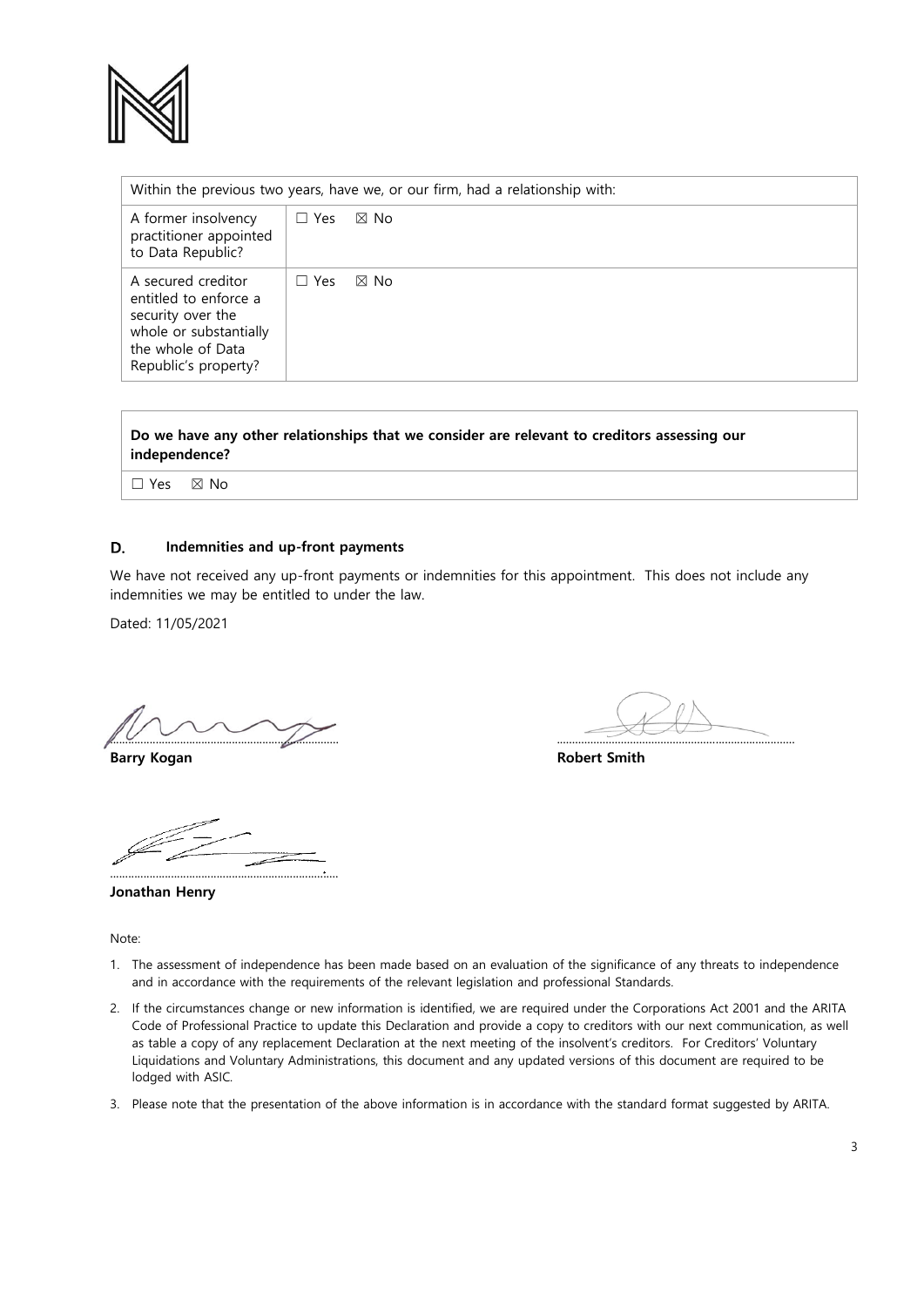| Within the previous two years, have we, or our firm, had a relationship with: | |
|---|---|
| A former insolvency practitioner appointed to Data Republic? | ☐ Yes ☒ No |
| A secured creditor entitled to enforce a security over the whole or substantially the whole of Data Republic's property? | ☐ Yes ☒ No |

| **Do we have any other relationships that we consider are relevant to creditors assessing our independence?** |
|---|
| ☐ Yes ☒ No |

## D. Indemnities and up-front payments

We have not received any up-front payments or indemnities for this appointment. This does not include any indemnities we may be entitled to under the law.

Dated: 11/05/2021

**Barry Kogan**

**Robert Smith**

**Jonathan Henry**

Note:

1. The assessment of independence has been made based on an evaluation of the significance of any threats to independence and in accordance with the requirements of the relevant legislation and professional Standards.
2. If the circumstances change or new information is identified, we are required under the Corporations Act 2001 and the ARITA Code of Professional Practice to update this Declaration and provide a copy to creditors with our next communication, as well as table a copy of any replacement Declaration at the next meeting of the insolvent's creditors. For Creditors' Voluntary Liquidations and Voluntary Administrations, this document and any updated versions of this document are required to be lodged with ASIC.
3. Please note that the presentation of the above information is in accordance with the standard format suggested by ARITA.